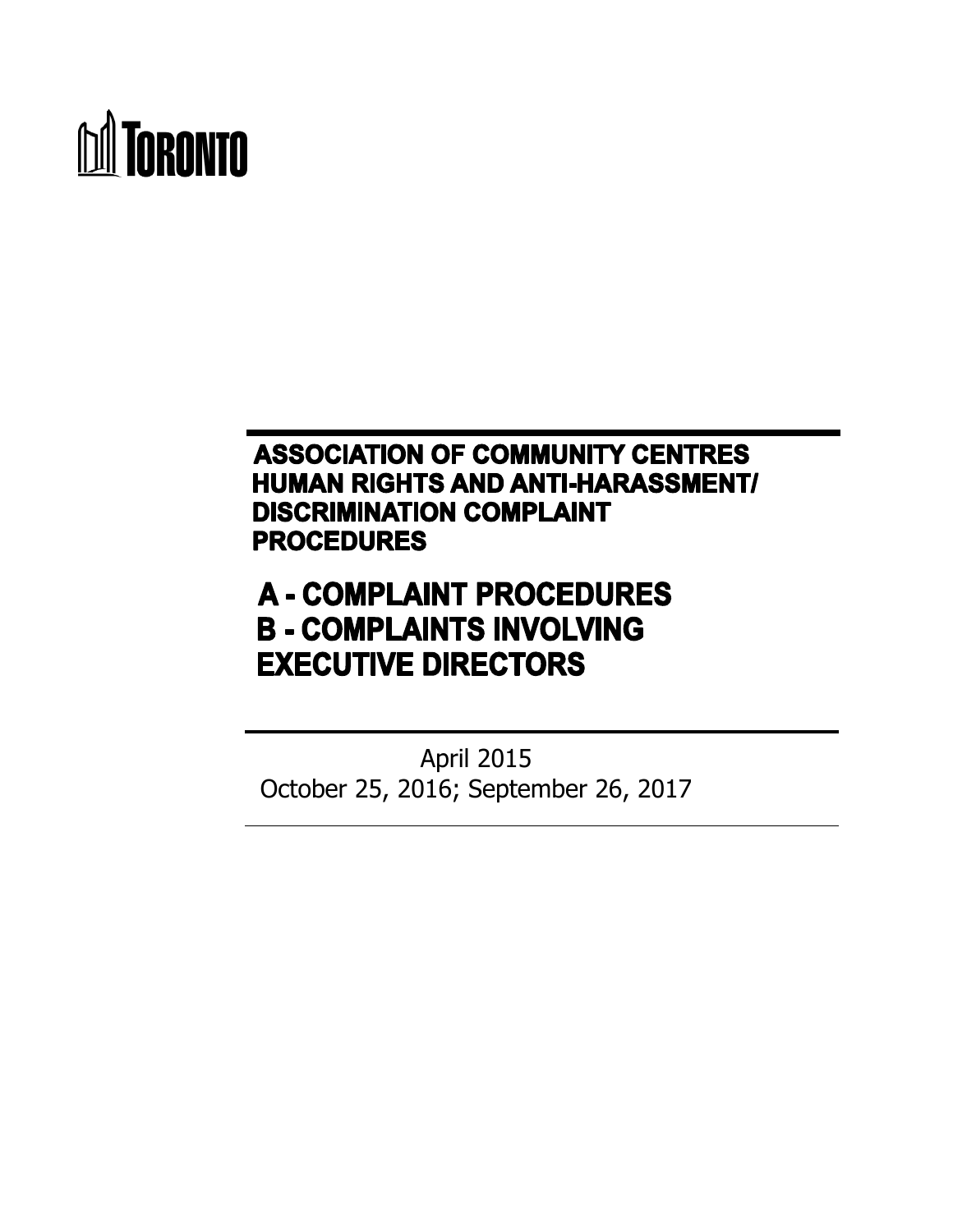TORONTO

# ASSOCIATION OF COMMUNITY CENTRES HUMAN RIGHTS AND ANTI-HARASSMENT/ DISCRIMINATION COMPLAINT PROCEDURES

## A - COMPLAINT PROCEDURES
## B - COMPLAINTS INVOLVING EXECUTIVE DIRECTORS

April 2015
October 25, 2016; September 26, 2017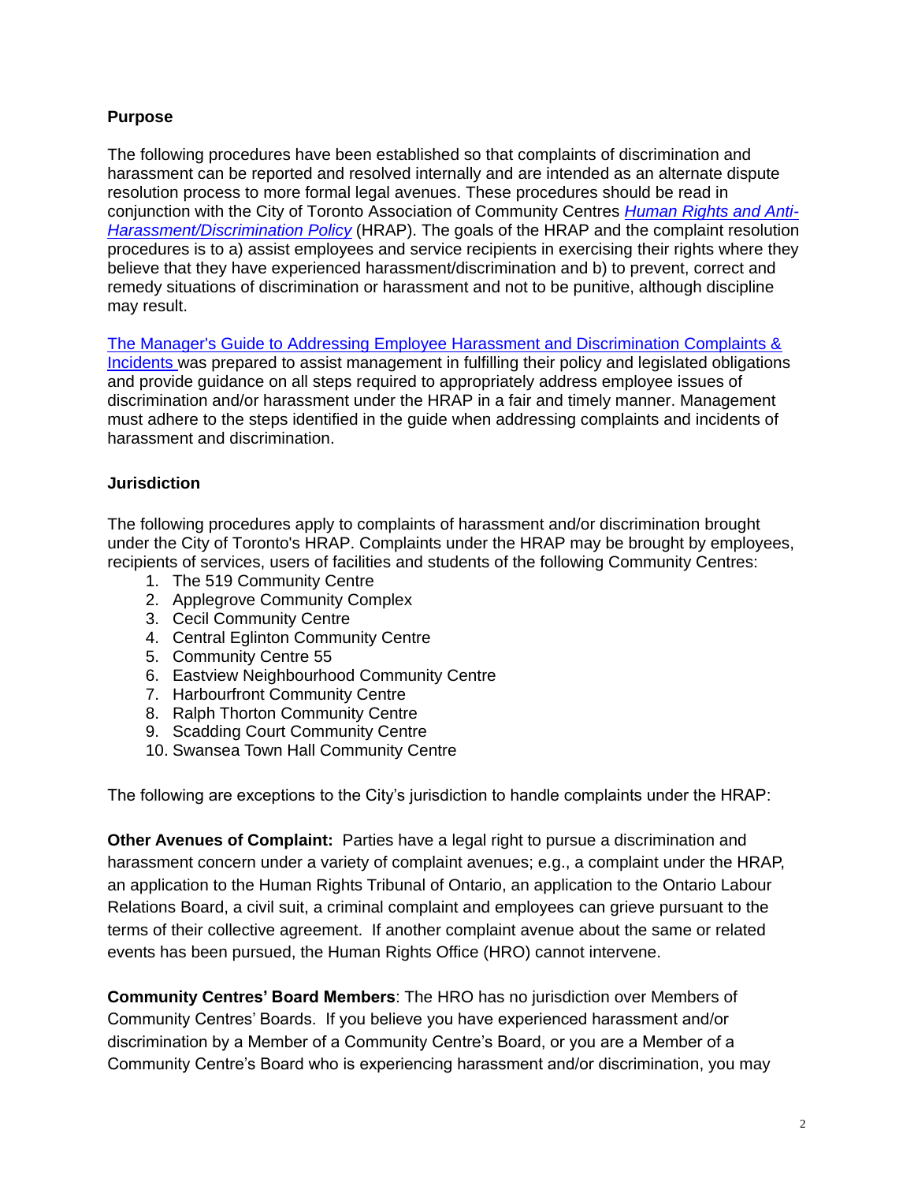## Purpose

The following procedures have been established so that complaints of discrimination and harassment can be reported and resolved internally and are intended as an alternate dispute resolution process to more formal legal avenues. These procedures should be read in conjunction with the City of Toronto Association of Community Centres *Human Rights and Anti-Harassment/Discrimination Policy* (HRAP). The goals of the HRAP and the complaint resolution procedures is to a) assist employees and service recipients in exercising their rights where they believe that they have experienced harassment/discrimination and b) to prevent, correct and remedy situations of discrimination or harassment and not to be punitive, although discipline may result.

The Manager's Guide to Addressing Employee Harassment and Discrimination Complaints & Incidents was prepared to assist management in fulfilling their policy and legislated obligations and provide guidance on all steps required to appropriately address employee issues of discrimination and/or harassment under the HRAP in a fair and timely manner. Management must adhere to the steps identified in the guide when addressing complaints and incidents of harassment and discrimination.

## Jurisdiction

The following procedures apply to complaints of harassment and/or discrimination brought under the City of Toronto's HRAP. Complaints under the HRAP may be brought by employees, recipients of services, users of facilities and students of the following Community Centres:

1. The 519 Community Centre
2. Applegrove Community Complex
3. Cecil Community Centre
4. Central Eglinton Community Centre
5. Community Centre 55
6. Eastview Neighbourhood Community Centre
7. Harbourfront Community Centre
8. Ralph Thorton Community Centre
9. Scadding Court Community Centre
10. Swansea Town Hall Community Centre

The following are exceptions to the City's jurisdiction to handle complaints under the HRAP:

**Other Avenues of Complaint:** Parties have a legal right to pursue a discrimination and harassment concern under a variety of complaint avenues; e.g., a complaint under the HRAP, an application to the Human Rights Tribunal of Ontario, an application to the Ontario Labour Relations Board, a civil suit, a criminal complaint and employees can grieve pursuant to the terms of their collective agreement. If another complaint avenue about the same or related events has been pursued, the Human Rights Office (HRO) cannot intervene.

**Community Centres' Board Members**: The HRO has no jurisdiction over Members of Community Centres' Boards. If you believe you have experienced harassment and/or discrimination by a Member of a Community Centre's Board, or you are a Member of a Community Centre's Board who is experiencing harassment and/or discrimination, you may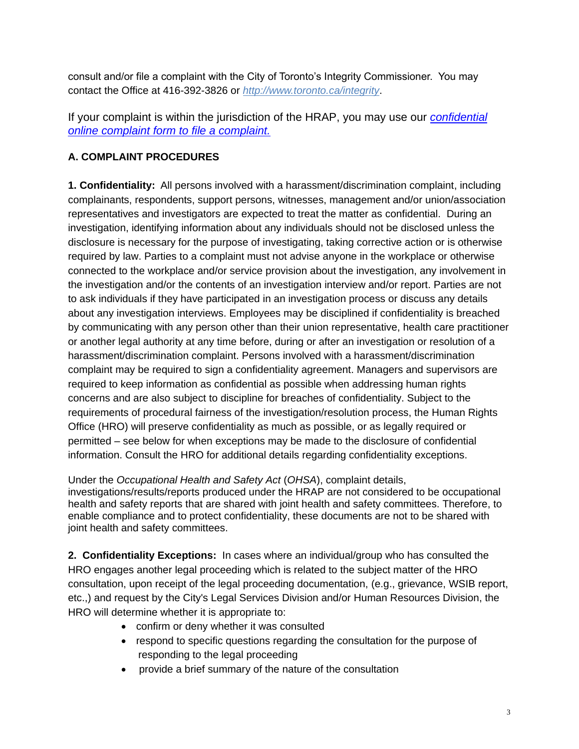consult and/or file a complaint with the City of Toronto's Integrity Commissioner. You may contact the Office at 416-392-3826 or [http://www.toronto.ca/integrity](http://www.toronto.ca/integrity).

If your complaint is within the jurisdiction of the HRAP, you may use our *confidential online complaint form to file a complaint.*

## A. COMPLAINT PROCEDURES

**1. Confidentiality:** All persons involved with a harassment/discrimination complaint, including complainants, respondents, support persons, witnesses, management and/or union/association representatives and investigators are expected to treat the matter as confidential. During an investigation, identifying information about any individuals should not be disclosed unless the disclosure is necessary for the purpose of investigating, taking corrective action or is otherwise required by law. Parties to a complaint must not advise anyone in the workplace or otherwise connected to the workplace and/or service provision about the investigation, any involvement in the investigation and/or the contents of an investigation interview and/or report. Parties are not to ask individuals if they have participated in an investigation process or discuss any details about any investigation interviews. Employees may be disciplined if confidentiality is breached by communicating with any person other than their union representative, health care practitioner or another legal authority at any time before, during or after an investigation or resolution of a harassment/discrimination complaint. Persons involved with a harassment/discrimination complaint may be required to sign a confidentiality agreement. Managers and supervisors are required to keep information as confidential as possible when addressing human rights concerns and are also subject to discipline for breaches of confidentiality. Subject to the requirements of procedural fairness of the investigation/resolution process, the Human Rights Office (HRO) will preserve confidentiality as much as possible, or as legally required or permitted – see below for when exceptions may be made to the disclosure of confidential information. Consult the HRO for additional details regarding confidentiality exceptions.

Under the *Occupational Health and Safety Act* (*OHSA*), complaint details, investigations/results/reports produced under the HRAP are not considered to be occupational health and safety reports that are shared with joint health and safety committees. Therefore, to enable compliance and to protect confidentiality, these documents are not to be shared with joint health and safety committees.

**2. Confidentiality Exceptions:** In cases where an individual/group who has consulted the HRO engages another legal proceeding which is related to the subject matter of the HRO consultation, upon receipt of the legal proceeding documentation, (e.g., grievance, WSIB report, etc.,) and request by the City's Legal Services Division and/or Human Resources Division, the HRO will determine whether it is appropriate to:

- confirm or deny whether it was consulted
- respond to specific questions regarding the consultation for the purpose of responding to the legal proceeding
- provide a brief summary of the nature of the consultation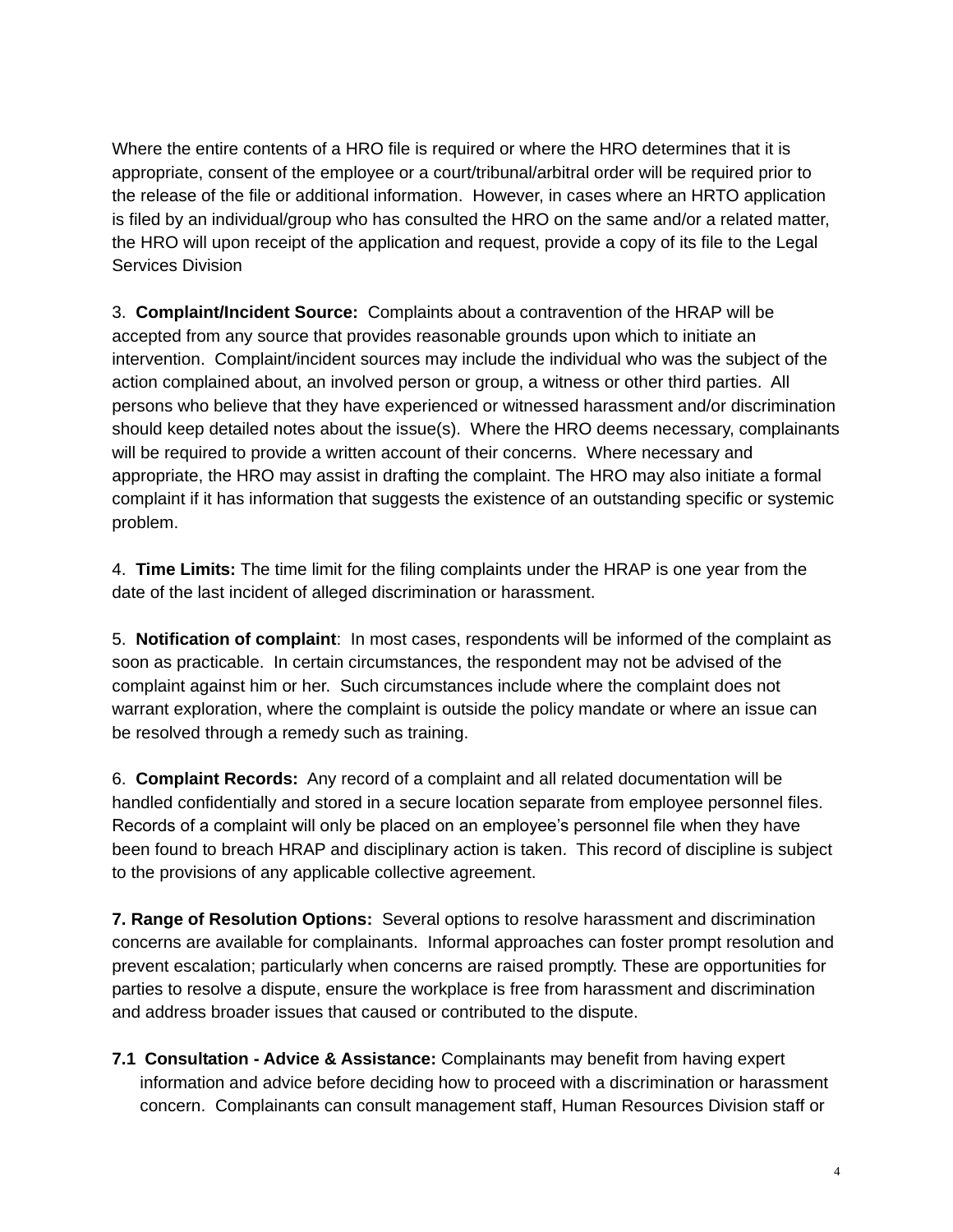Where the entire contents of a HRO file is required or where the HRO determines that it is appropriate, consent of the employee or a court/tribunal/arbitral order will be required prior to the release of the file or additional information. However, in cases where an HRTO application is filed by an individual/group who has consulted the HRO on the same and/or a related matter, the HRO will upon receipt of the application and request, provide a copy of its file to the Legal Services Division

3. **Complaint/Incident Source:** Complaints about a contravention of the HRAP will be accepted from any source that provides reasonable grounds upon which to initiate an intervention. Complaint/incident sources may include the individual who was the subject of the action complained about, an involved person or group, a witness or other third parties. All persons who believe that they have experienced or witnessed harassment and/or discrimination should keep detailed notes about the issue(s). Where the HRO deems necessary, complainants will be required to provide a written account of their concerns. Where necessary and appropriate, the HRO may assist in drafting the complaint. The HRO may also initiate a formal complaint if it has information that suggests the existence of an outstanding specific or systemic problem.

4. **Time Limits:** The time limit for the filing complaints under the HRAP is one year from the date of the last incident of alleged discrimination or harassment.

5. **Notification of complaint**: In most cases, respondents will be informed of the complaint as soon as practicable. In certain circumstances, the respondent may not be advised of the complaint against him or her. Such circumstances include where the complaint does not warrant exploration, where the complaint is outside the policy mandate or where an issue can be resolved through a remedy such as training.

6. **Complaint Records:** Any record of a complaint and all related documentation will be handled confidentially and stored in a secure location separate from employee personnel files. Records of a complaint will only be placed on an employee's personnel file when they have been found to breach HRAP and disciplinary action is taken. This record of discipline is subject to the provisions of any applicable collective agreement.

**7. Range of Resolution Options:** Several options to resolve harassment and discrimination concerns are available for complainants. Informal approaches can foster prompt resolution and prevent escalation; particularly when concerns are raised promptly. These are opportunities for parties to resolve a dispute, ensure the workplace is free from harassment and discrimination and address broader issues that caused or contributed to the dispute.

**7.1 Consultation - Advice & Assistance:** Complainants may benefit from having expert information and advice before deciding how to proceed with a discrimination or harassment concern. Complainants can consult management staff, Human Resources Division staff or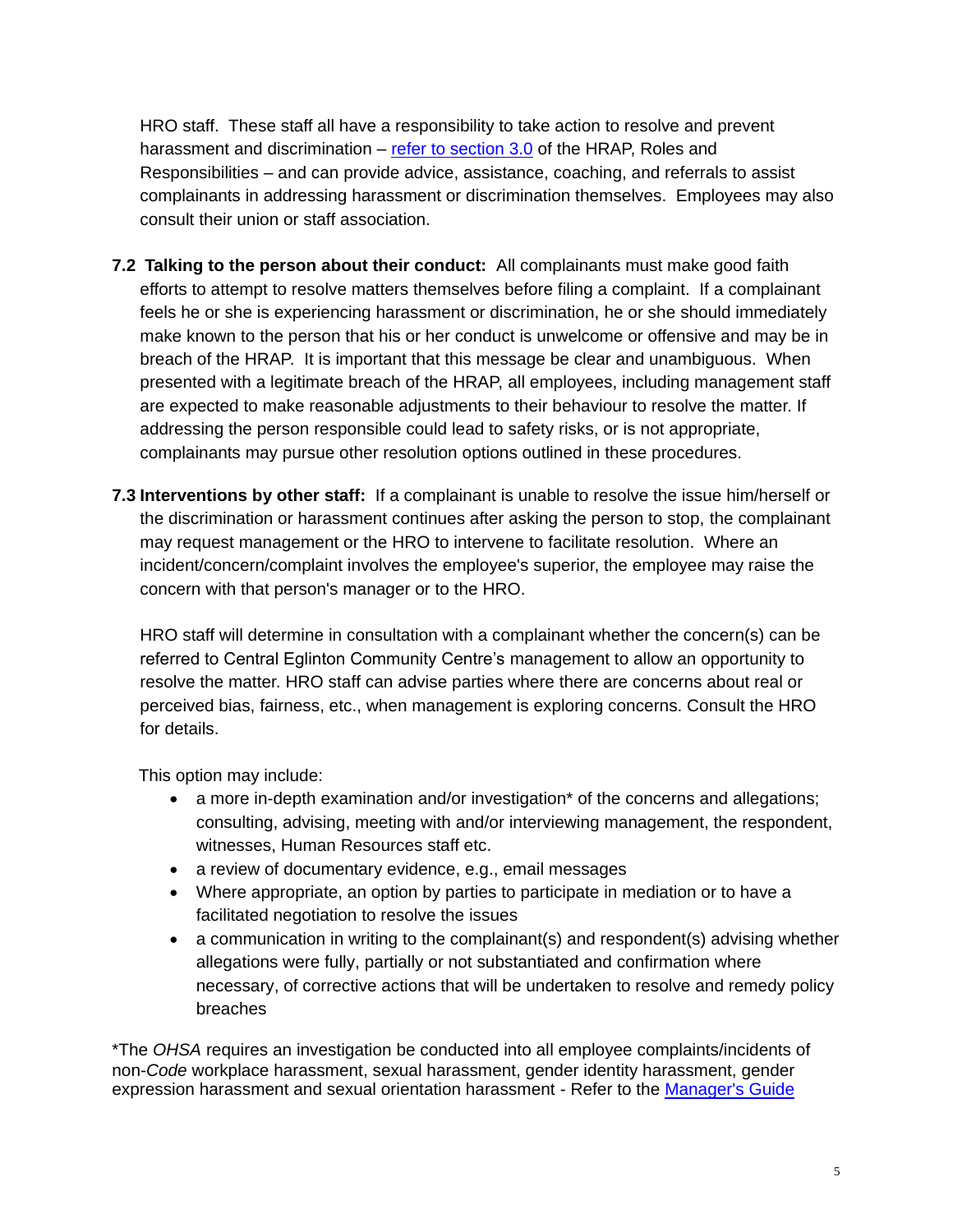HRO staff. These staff all have a responsibility to take action to resolve and prevent harassment and discrimination – [refer to section 3.0](#) of the HRAP, Roles and Responsibilities – and can provide advice, assistance, coaching, and referrals to assist complainants in addressing harassment or discrimination themselves. Employees may also consult their union or staff association.

**7.2 Talking to the person about their conduct:** All complainants must make good faith efforts to attempt to resolve matters themselves before filing a complaint. If a complainant feels he or she is experiencing harassment or discrimination, he or she should immediately make known to the person that his or her conduct is unwelcome or offensive and may be in breach of the HRAP. It is important that this message be clear and unambiguous. When presented with a legitimate breach of the HRAP, all employees, including management staff are expected to make reasonable adjustments to their behaviour to resolve the matter. If addressing the person responsible could lead to safety risks, or is not appropriate, complainants may pursue other resolution options outlined in these procedures.

**7.3 Interventions by other staff:** If a complainant is unable to resolve the issue him/herself or the discrimination or harassment continues after asking the person to stop, the complainant may request management or the HRO to intervene to facilitate resolution. Where an incident/concern/complaint involves the employee's superior, the employee may raise the concern with that person's manager or to the HRO.

HRO staff will determine in consultation with a complainant whether the concern(s) can be referred to Central Eglinton Community Centre's management to allow an opportunity to resolve the matter. HRO staff can advise parties where there are concerns about real or perceived bias, fairness, etc., when management is exploring concerns. Consult the HRO for details.

This option may include:

- a more in-depth examination and/or investigation* of the concerns and allegations; consulting, advising, meeting with and/or interviewing management, the respondent, witnesses, Human Resources staff etc.
- a review of documentary evidence, e.g., email messages
- Where appropriate, an option by parties to participate in mediation or to have a facilitated negotiation to resolve the issues
- a communication in writing to the complainant(s) and respondent(s) advising whether allegations were fully, partially or not substantiated and confirmation where necessary, of corrective actions that will be undertaken to resolve and remedy policy breaches

*The *OHSA* requires an investigation be conducted into all employee complaints/incidents of non-*Code* workplace harassment, sexual harassment, gender identity harassment, gender expression harassment and sexual orientation harassment - Refer to the [Manager's Guide](#)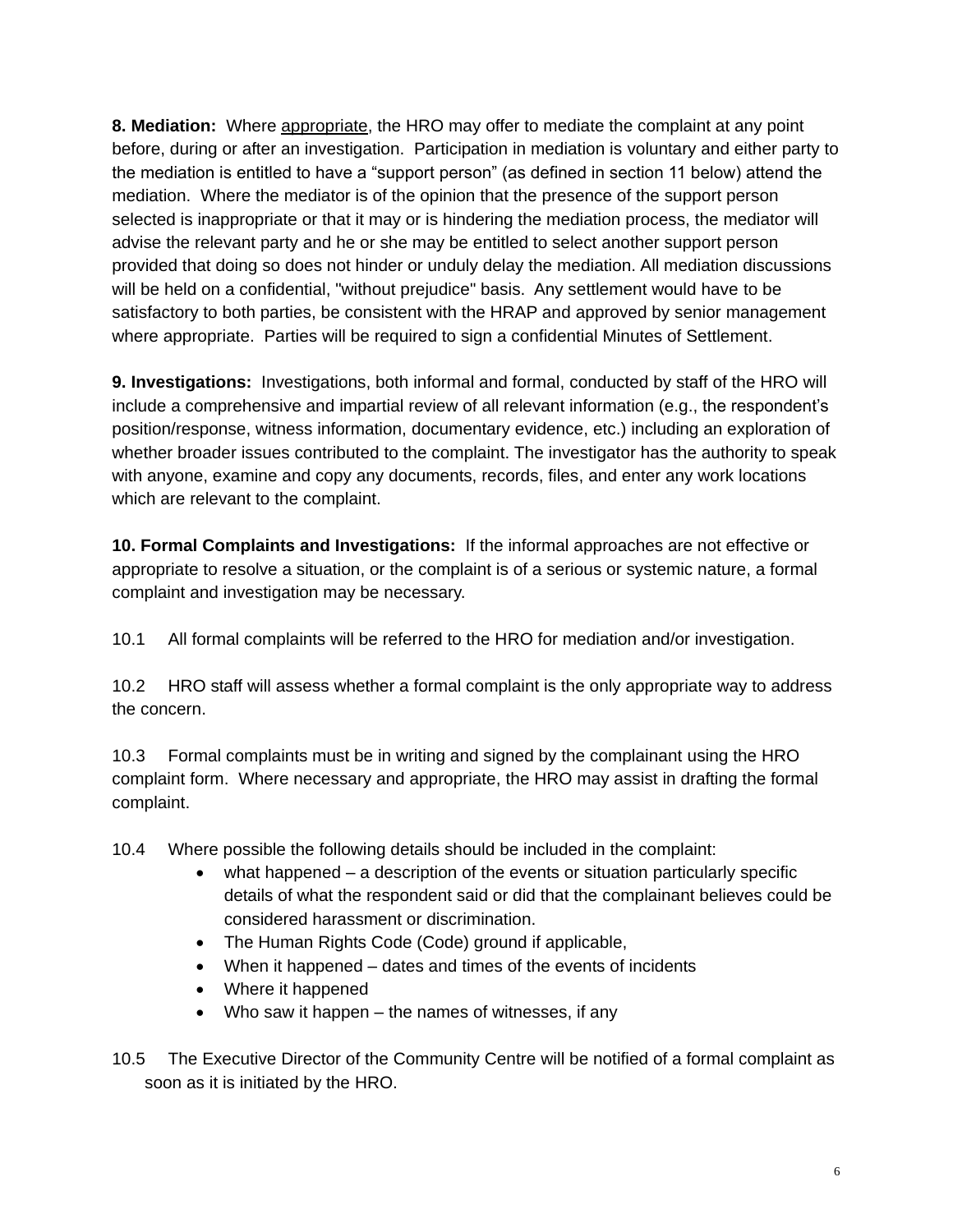**8. Mediation:** Where appropriate, the HRO may offer to mediate the complaint at any point before, during or after an investigation. Participation in mediation is voluntary and either party to the mediation is entitled to have a "support person" (as defined in section 11 below) attend the mediation. Where the mediator is of the opinion that the presence of the support person selected is inappropriate or that it may or is hindering the mediation process, the mediator will advise the relevant party and he or she may be entitled to select another support person provided that doing so does not hinder or unduly delay the mediation. All mediation discussions will be held on a confidential, "without prejudice" basis. Any settlement would have to be satisfactory to both parties, be consistent with the HRAP and approved by senior management where appropriate. Parties will be required to sign a confidential Minutes of Settlement.

**9. Investigations:** Investigations, both informal and formal, conducted by staff of the HRO will include a comprehensive and impartial review of all relevant information (e.g., the respondent's position/response, witness information, documentary evidence, etc.) including an exploration of whether broader issues contributed to the complaint. The investigator has the authority to speak with anyone, examine and copy any documents, records, files, and enter any work locations which are relevant to the complaint.

**10. Formal Complaints and Investigations:** If the informal approaches are not effective or appropriate to resolve a situation, or the complaint is of a serious or systemic nature, a formal complaint and investigation may be necessary.

10.1 All formal complaints will be referred to the HRO for mediation and/or investigation.

10.2 HRO staff will assess whether a formal complaint is the only appropriate way to address the concern.

10.3 Formal complaints must be in writing and signed by the complainant using the HRO complaint form. Where necessary and appropriate, the HRO may assist in drafting the formal complaint.

10.4 Where possible the following details should be included in the complaint:

- what happened – a description of the events or situation particularly specific details of what the respondent said or did that the complainant believes could be considered harassment or discrimination.
- The Human Rights Code (Code) ground if applicable,
- When it happened – dates and times of the events of incidents
- Where it happened
- Who saw it happen – the names of witnesses, if any

10.5 The Executive Director of the Community Centre will be notified of a formal complaint as soon as it is initiated by the HRO.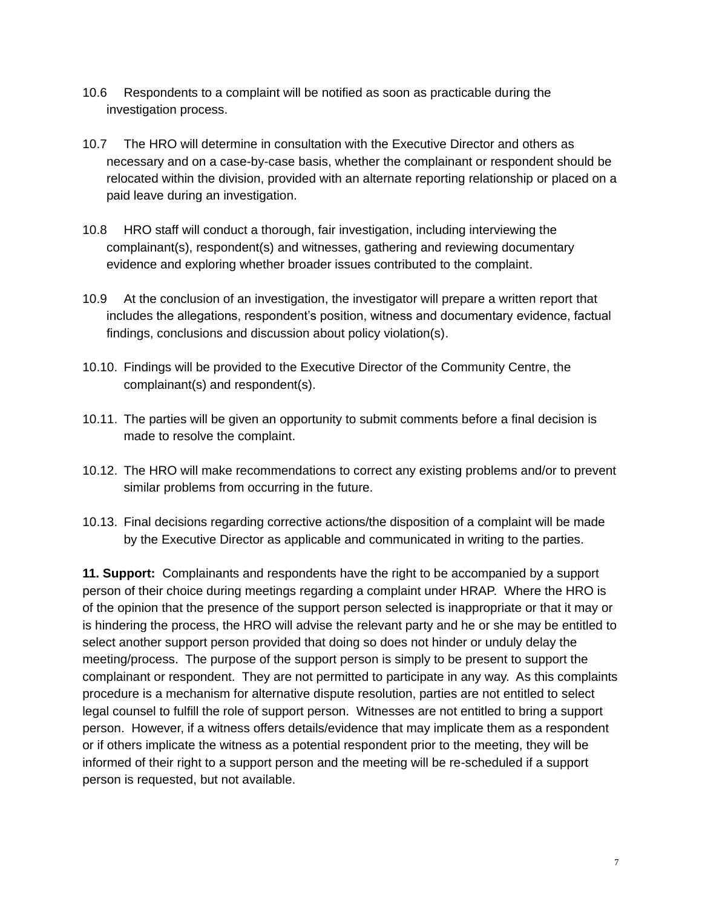10.6 Respondents to a complaint will be notified as soon as practicable during the investigation process.

10.7 The HRO will determine in consultation with the Executive Director and others as necessary and on a case-by-case basis, whether the complainant or respondent should be relocated within the division, provided with an alternate reporting relationship or placed on a paid leave during an investigation.

10.8 HRO staff will conduct a thorough, fair investigation, including interviewing the complainant(s), respondent(s) and witnesses, gathering and reviewing documentary evidence and exploring whether broader issues contributed to the complaint.

10.9 At the conclusion of an investigation, the investigator will prepare a written report that includes the allegations, respondent's position, witness and documentary evidence, factual findings, conclusions and discussion about policy violation(s).

10.10. Findings will be provided to the Executive Director of the Community Centre, the complainant(s) and respondent(s).

10.11. The parties will be given an opportunity to submit comments before a final decision is made to resolve the complaint.

10.12. The HRO will make recommendations to correct any existing problems and/or to prevent similar problems from occurring in the future.

10.13. Final decisions regarding corrective actions/the disposition of a complaint will be made by the Executive Director as applicable and communicated in writing to the parties.

**11. Support:** Complainants and respondents have the right to be accompanied by a support person of their choice during meetings regarding a complaint under HRAP. Where the HRO is of the opinion that the presence of the support person selected is inappropriate or that it may or is hindering the process, the HRO will advise the relevant party and he or she may be entitled to select another support person provided that doing so does not hinder or unduly delay the meeting/process. The purpose of the support person is simply to be present to support the complainant or respondent. They are not permitted to participate in any way. As this complaints procedure is a mechanism for alternative dispute resolution, parties are not entitled to select legal counsel to fulfill the role of support person. Witnesses are not entitled to bring a support person. However, if a witness offers details/evidence that may implicate them as a respondent or if others implicate the witness as a potential respondent prior to the meeting, they will be informed of their right to a support person and the meeting will be re-scheduled if a support person is requested, but not available.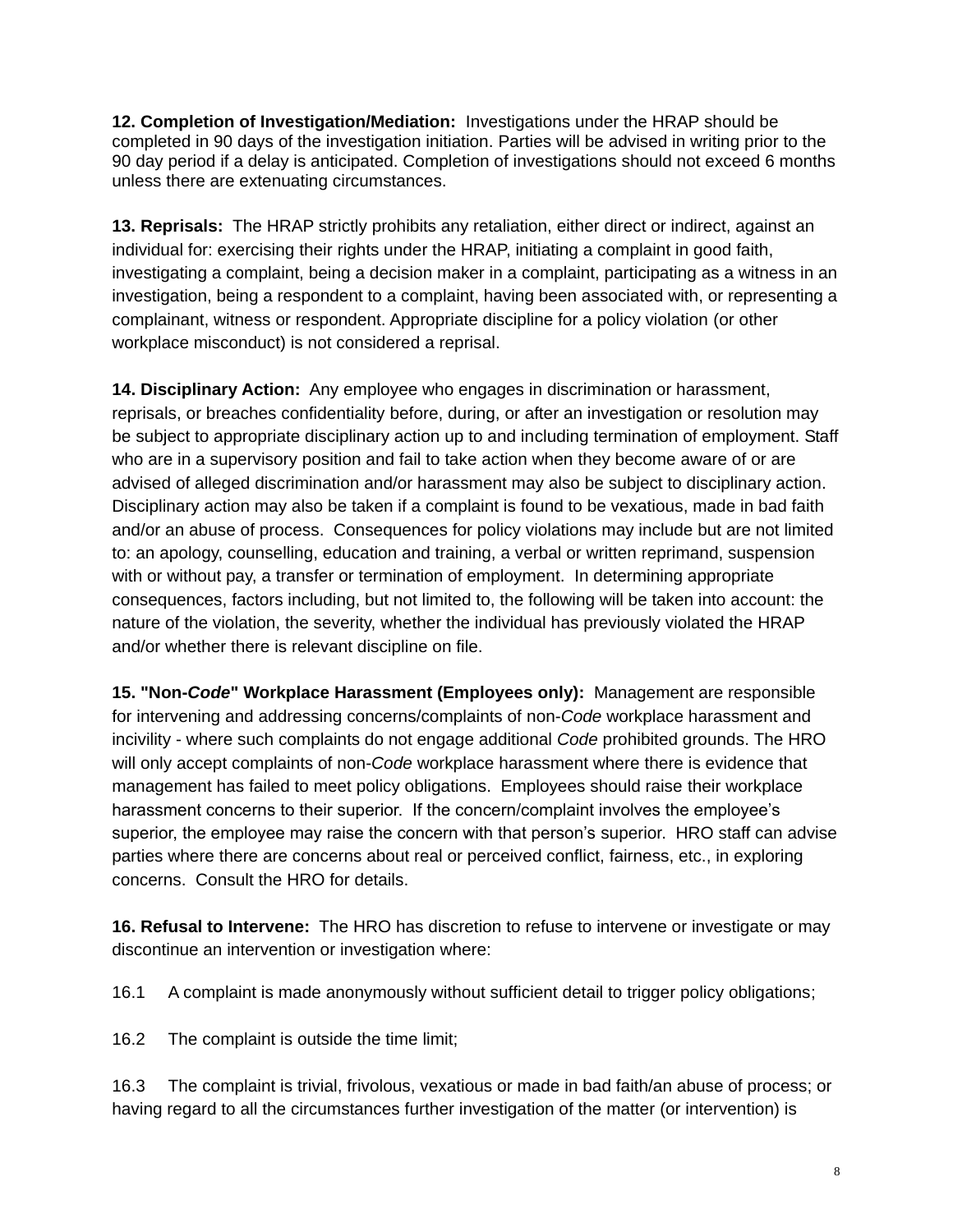**12. Completion of Investigation/Mediation:** Investigations under the HRAP should be completed in 90 days of the investigation initiation. Parties will be advised in writing prior to the 90 day period if a delay is anticipated. Completion of investigations should not exceed 6 months unless there are extenuating circumstances.

**13. Reprisals:** The HRAP strictly prohibits any retaliation, either direct or indirect, against an individual for: exercising their rights under the HRAP, initiating a complaint in good faith, investigating a complaint, being a decision maker in a complaint, participating as a witness in an investigation, being a respondent to a complaint, having been associated with, or representing a complainant, witness or respondent. Appropriate discipline for a policy violation (or other workplace misconduct) is not considered a reprisal.

**14. Disciplinary Action:** Any employee who engages in discrimination or harassment, reprisals, or breaches confidentiality before, during, or after an investigation or resolution may be subject to appropriate disciplinary action up to and including termination of employment. Staff who are in a supervisory position and fail to take action when they become aware of or are advised of alleged discrimination and/or harassment may also be subject to disciplinary action. Disciplinary action may also be taken if a complaint is found to be vexatious, made in bad faith and/or an abuse of process. Consequences for policy violations may include but are not limited to: an apology, counselling, education and training, a verbal or written reprimand, suspension with or without pay, a transfer or termination of employment. In determining appropriate consequences, factors including, but not limited to, the following will be taken into account: the nature of the violation, the severity, whether the individual has previously violated the HRAP and/or whether there is relevant discipline on file.

**15. "Non-*Code*" Workplace Harassment (Employees only):** Management are responsible for intervening and addressing concerns/complaints of non-*Code* workplace harassment and incivility - where such complaints do not engage additional *Code* prohibited grounds. The HRO will only accept complaints of non-*Code* workplace harassment where there is evidence that management has failed to meet policy obligations. Employees should raise their workplace harassment concerns to their superior. If the concern/complaint involves the employee's superior, the employee may raise the concern with that person's superior. HRO staff can advise parties where there are concerns about real or perceived conflict, fairness, etc., in exploring concerns. Consult the HRO for details.

**16. Refusal to Intervene:** The HRO has discretion to refuse to intervene or investigate or may discontinue an intervention or investigation where:

16.1 A complaint is made anonymously without sufficient detail to trigger policy obligations;

16.2 The complaint is outside the time limit;

16.3 The complaint is trivial, frivolous, vexatious or made in bad faith/an abuse of process; or having regard to all the circumstances further investigation of the matter (or intervention) is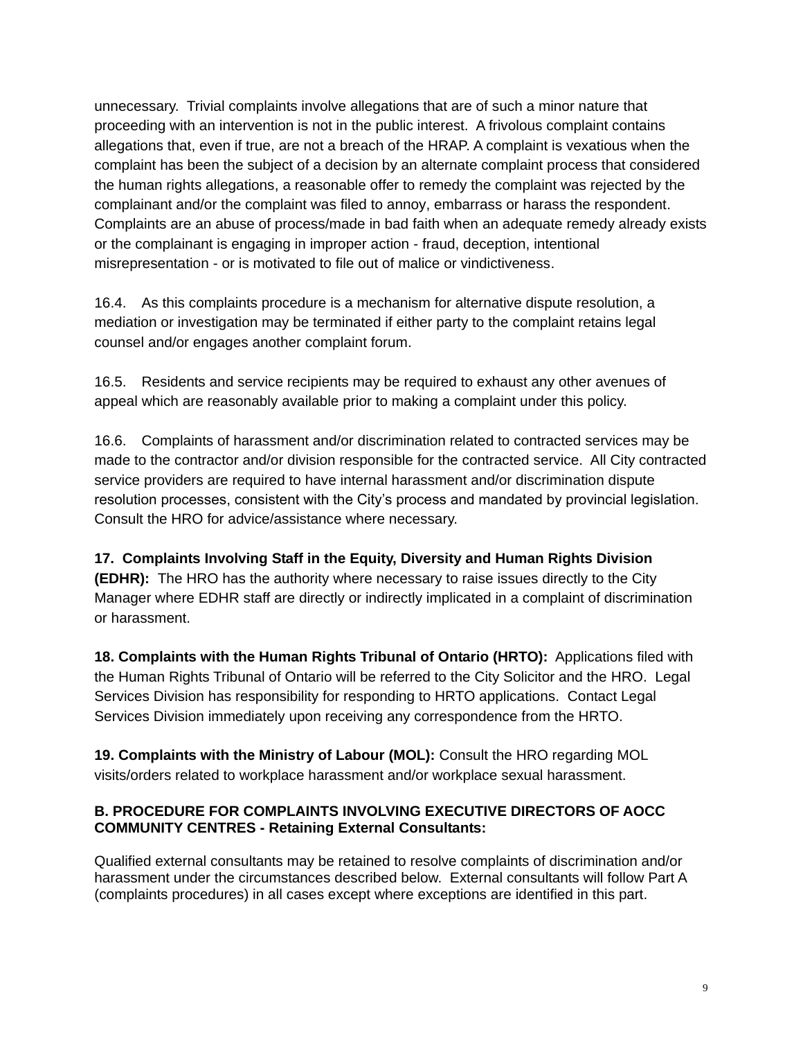unnecessary. Trivial complaints involve allegations that are of such a minor nature that proceeding with an intervention is not in the public interest. A frivolous complaint contains allegations that, even if true, are not a breach of the HRAP. A complaint is vexatious when the complaint has been the subject of a decision by an alternate complaint process that considered the human rights allegations, a reasonable offer to remedy the complaint was rejected by the complainant and/or the complaint was filed to annoy, embarrass or harass the respondent. Complaints are an abuse of process/made in bad faith when an adequate remedy already exists or the complainant is engaging in improper action - fraud, deception, intentional misrepresentation - or is motivated to file out of malice or vindictiveness.

16.4. As this complaints procedure is a mechanism for alternative dispute resolution, a mediation or investigation may be terminated if either party to the complaint retains legal counsel and/or engages another complaint forum.

16.5. Residents and service recipients may be required to exhaust any other avenues of appeal which are reasonably available prior to making a complaint under this policy.

16.6. Complaints of harassment and/or discrimination related to contracted services may be made to the contractor and/or division responsible for the contracted service. All City contracted service providers are required to have internal harassment and/or discrimination dispute resolution processes, consistent with the City's process and mandated by provincial legislation. Consult the HRO for advice/assistance where necessary.

**17. Complaints Involving Staff in the Equity, Diversity and Human Rights Division (EDHR):** The HRO has the authority where necessary to raise issues directly to the City Manager where EDHR staff are directly or indirectly implicated in a complaint of discrimination or harassment.

**18. Complaints with the Human Rights Tribunal of Ontario (HRTO):** Applications filed with the Human Rights Tribunal of Ontario will be referred to the City Solicitor and the HRO. Legal Services Division has responsibility for responding to HRTO applications. Contact Legal Services Division immediately upon receiving any correspondence from the HRTO.

**19. Complaints with the Ministry of Labour (MOL):** Consult the HRO regarding MOL visits/orders related to workplace harassment and/or workplace sexual harassment.

## B. PROCEDURE FOR COMPLAINTS INVOLVING EXECUTIVE DIRECTORS OF AOCC COMMUNITY CENTRES - Retaining External Consultants:

Qualified external consultants may be retained to resolve complaints of discrimination and/or harassment under the circumstances described below. External consultants will follow Part A (complaints procedures) in all cases except where exceptions are identified in this part.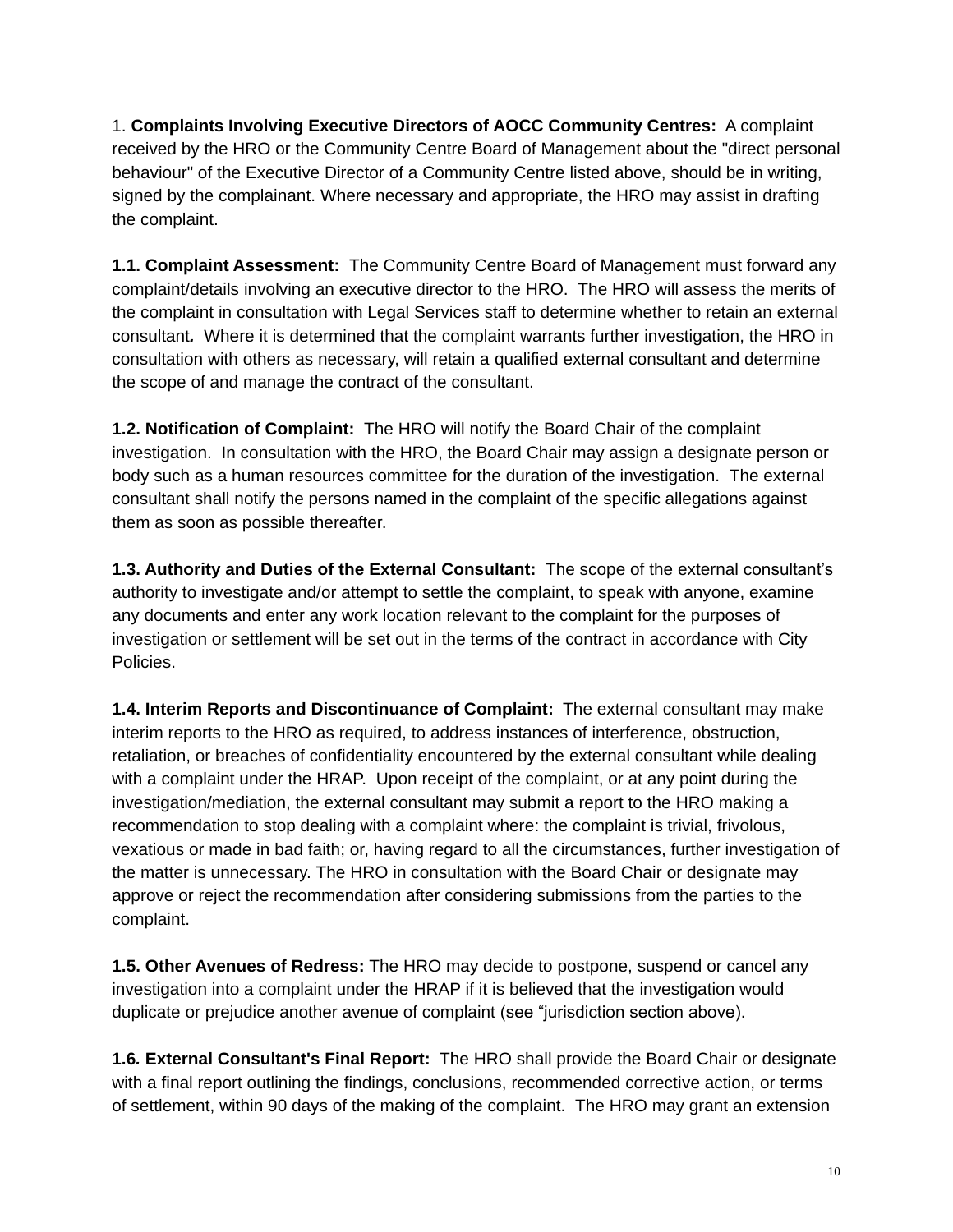1. **Complaints Involving Executive Directors of AOCC Community Centres:** A complaint received by the HRO or the Community Centre Board of Management about the "direct personal behaviour" of the Executive Director of a Community Centre listed above, should be in writing, signed by the complainant. Where necessary and appropriate, the HRO may assist in drafting the complaint.

**1.1. Complaint Assessment:** The Community Centre Board of Management must forward any complaint/details involving an executive director to the HRO. The HRO will assess the merits of the complaint in consultation with Legal Services staff to determine whether to retain an external consultant*.* Where it is determined that the complaint warrants further investigation, the HRO in consultation with others as necessary, will retain a qualified external consultant and determine the scope of and manage the contract of the consultant.

**1.2. Notification of Complaint:** The HRO will notify the Board Chair of the complaint investigation. In consultation with the HRO, the Board Chair may assign a designate person or body such as a human resources committee for the duration of the investigation. The external consultant shall notify the persons named in the complaint of the specific allegations against them as soon as possible thereafter.

**1.3. Authority and Duties of the External Consultant:** The scope of the external consultant's authority to investigate and/or attempt to settle the complaint, to speak with anyone, examine any documents and enter any work location relevant to the complaint for the purposes of investigation or settlement will be set out in the terms of the contract in accordance with City Policies.

**1.4. Interim Reports and Discontinuance of Complaint:** The external consultant may make interim reports to the HRO as required, to address instances of interference, obstruction, retaliation, or breaches of confidentiality encountered by the external consultant while dealing with a complaint under the HRAP. Upon receipt of the complaint, or at any point during the investigation/mediation, the external consultant may submit a report to the HRO making a recommendation to stop dealing with a complaint where: the complaint is trivial, frivolous, vexatious or made in bad faith; or, having regard to all the circumstances, further investigation of the matter is unnecessary. The HRO in consultation with the Board Chair or designate may approve or reject the recommendation after considering submissions from the parties to the complaint.

**1.5. Other Avenues of Redress:** The HRO may decide to postpone, suspend or cancel any investigation into a complaint under the HRAP if it is believed that the investigation would duplicate or prejudice another avenue of complaint (see "jurisdiction section above).

**1.6. External Consultant's Final Report:** The HRO shall provide the Board Chair or designate with a final report outlining the findings, conclusions, recommended corrective action, or terms of settlement, within 90 days of the making of the complaint. The HRO may grant an extension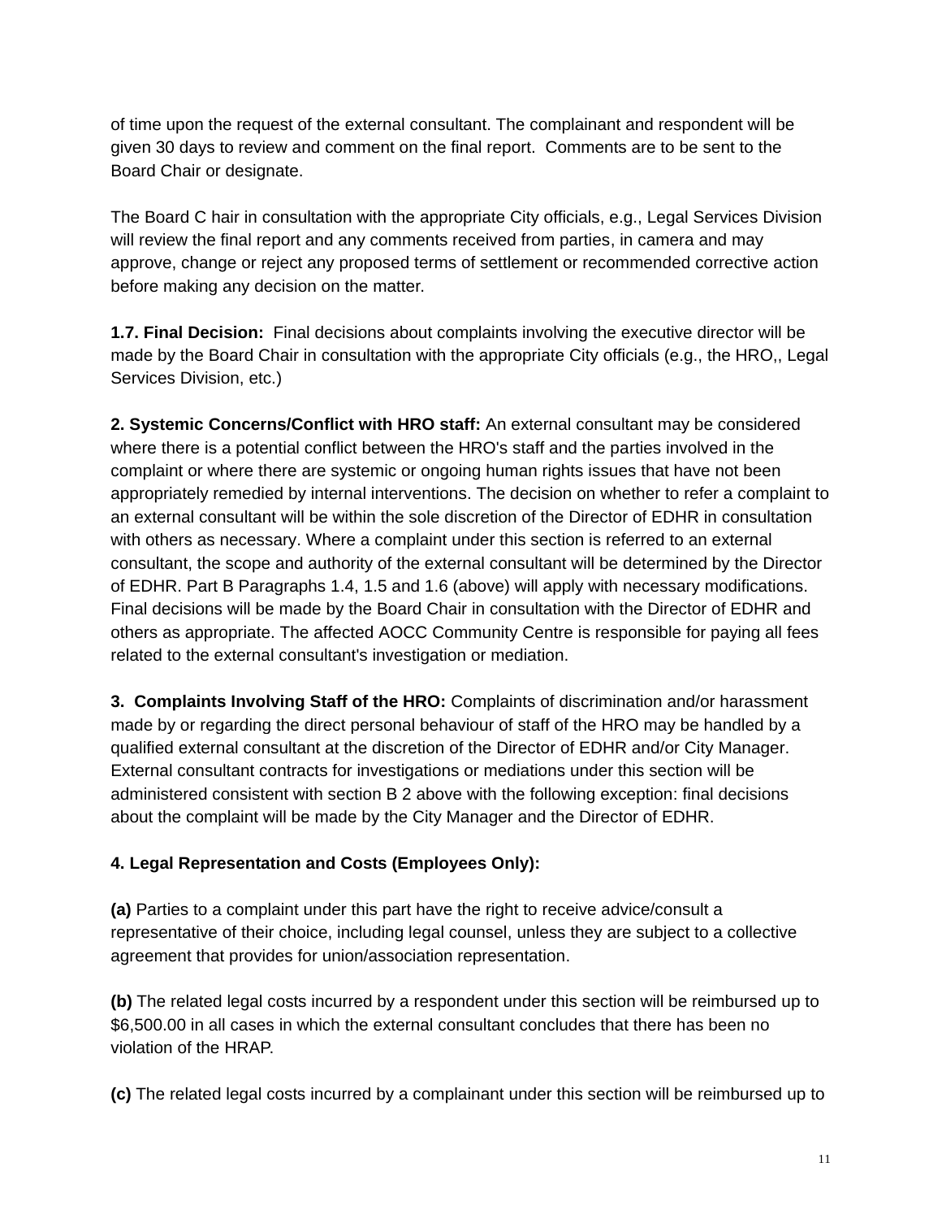of time upon the request of the external consultant. The complainant and respondent will be given 30 days to review and comment on the final report. Comments are to be sent to the Board Chair or designate.

The Board C hair in consultation with the appropriate City officials, e.g., Legal Services Division will review the final report and any comments received from parties, in camera and may approve, change or reject any proposed terms of settlement or recommended corrective action before making any decision on the matter.

**1.7. Final Decision:** Final decisions about complaints involving the executive director will be made by the Board Chair in consultation with the appropriate City officials (e.g., the HRO,, Legal Services Division, etc.)

**2. Systemic Concerns/Conflict with HRO staff:** An external consultant may be considered where there is a potential conflict between the HRO's staff and the parties involved in the complaint or where there are systemic or ongoing human rights issues that have not been appropriately remedied by internal interventions. The decision on whether to refer a complaint to an external consultant will be within the sole discretion of the Director of EDHR in consultation with others as necessary. Where a complaint under this section is referred to an external consultant, the scope and authority of the external consultant will be determined by the Director of EDHR. Part B Paragraphs 1.4, 1.5 and 1.6 (above) will apply with necessary modifications. Final decisions will be made by the Board Chair in consultation with the Director of EDHR and others as appropriate. The affected AOCC Community Centre is responsible for paying all fees related to the external consultant's investigation or mediation.

**3. Complaints Involving Staff of the HRO:** Complaints of discrimination and/or harassment made by or regarding the direct personal behaviour of staff of the HRO may be handled by a qualified external consultant at the discretion of the Director of EDHR and/or City Manager. External consultant contracts for investigations or mediations under this section will be administered consistent with section B 2 above with the following exception: final decisions about the complaint will be made by the City Manager and the Director of EDHR.

**4. Legal Representation and Costs (Employees Only):**

**(a)** Parties to a complaint under this part have the right to receive advice/consult a representative of their choice, including legal counsel, unless they are subject to a collective agreement that provides for union/association representation.

**(b)** The related legal costs incurred by a respondent under this section will be reimbursed up to $6,500.00 in all cases in which the external consultant concludes that there has been no violation of the HRAP.

**(c)** The related legal costs incurred by a complainant under this section will be reimbursed up to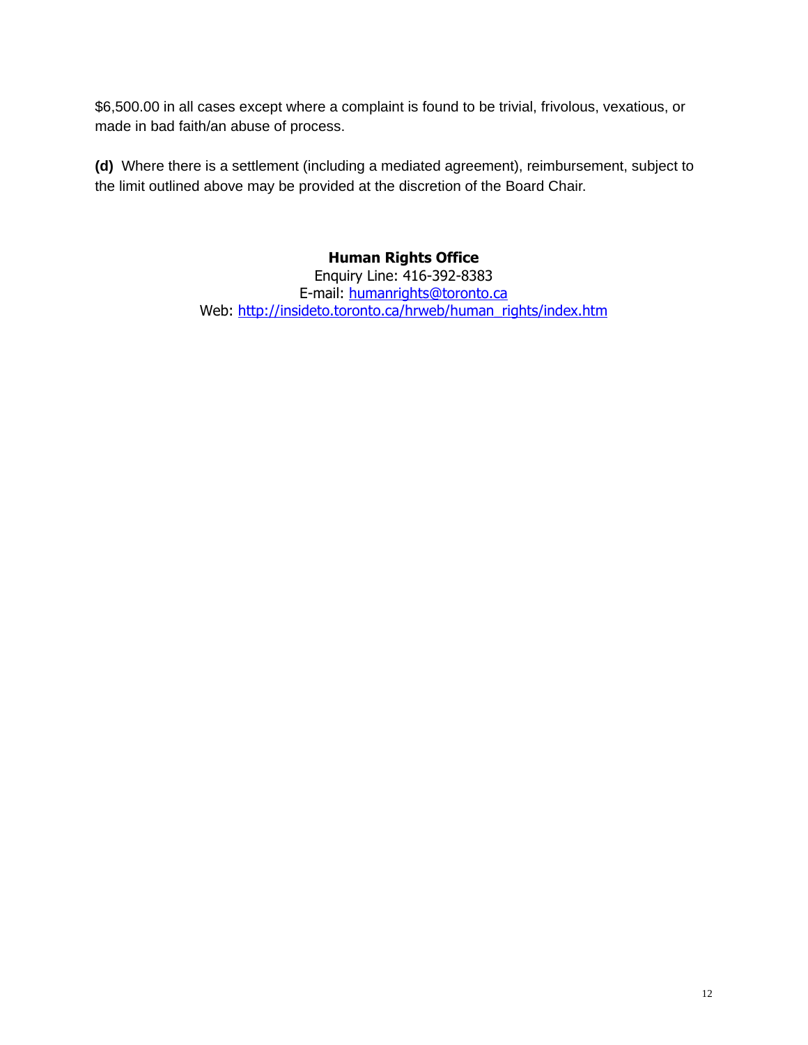$6,500.00 in all cases except where a complaint is found to be trivial, frivolous, vexatious, or made in bad faith/an abuse of process.

**(d)** Where there is a settlement (including a mediated agreement), reimbursement, subject to the limit outlined above may be provided at the discretion of the Board Chair.

**Human Rights Office**
Enquiry Line: 416-392-8383
E-mail: humanrights@toronto.ca
Web: http://insideto.toronto.ca/hrweb/human_rights/index.htm